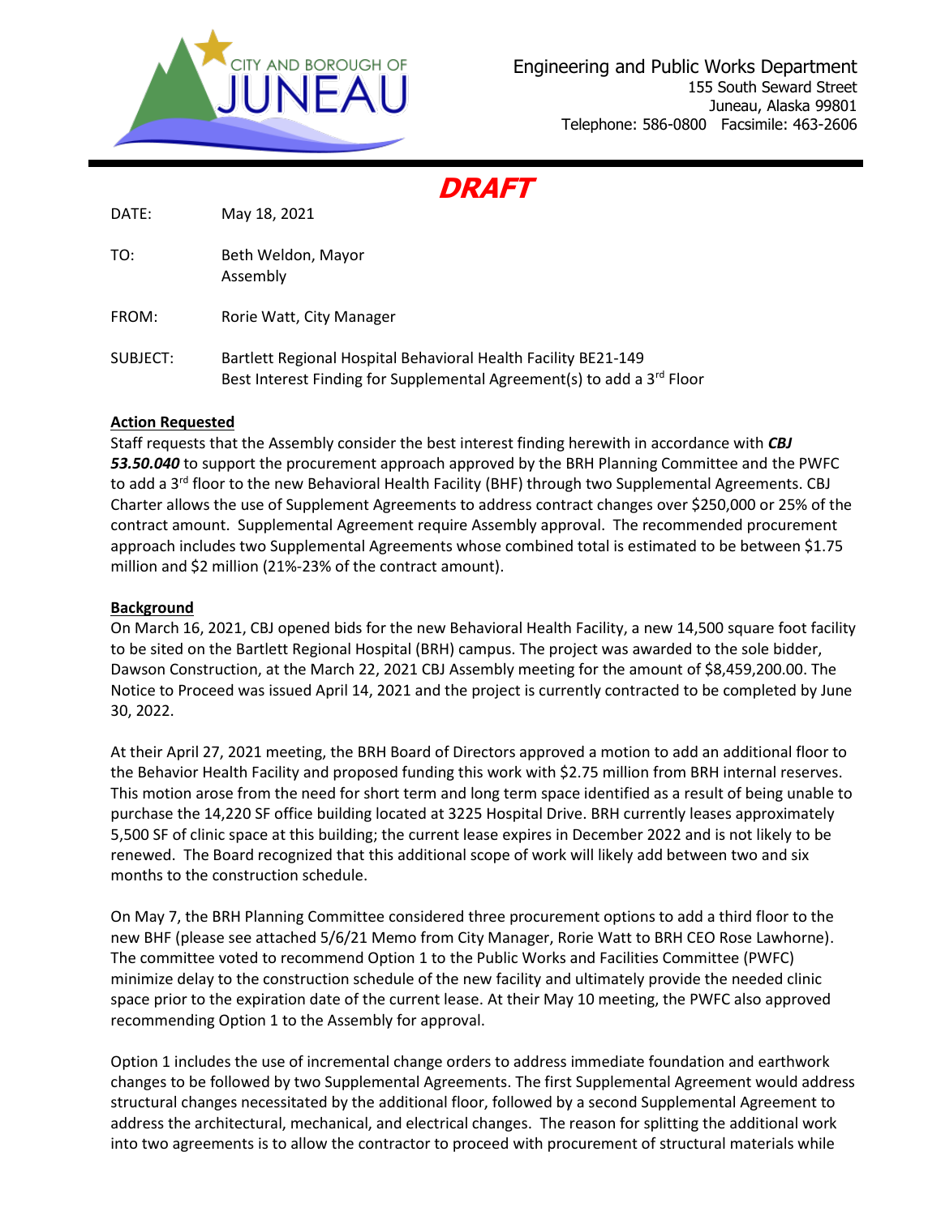CITY AND BOROUGH OF JUNEAU

Engineering and Public Works Department
155 South Seward Street
Juneau, Alaska 99801
Telephone: 586-0800 Facsimile: 463-2606

***DRAFT***

DATE: May 18, 2021

TO: Beth Weldon, Mayor
Assembly

FROM: Rorie Watt, City Manager

SUBJECT: Bartlett Regional Hospital Behavioral Health Facility BE21-149
Best Interest Finding for Supplemental Agreement(s) to add a 3rd Floor

**Action Requested**

Staff requests that the Assembly consider the best interest finding herewith in accordance with ***CBJ 53.50.040*** to support the procurement approach approved by the BRH Planning Committee and the PWFC to add a 3rd floor to the new Behavioral Health Facility (BHF) through two Supplemental Agreements. CBJ Charter allows the use of Supplement Agreements to address contract changes over $250,000 or 25% of the contract amount. Supplemental Agreement require Assembly approval. The recommended procurement approach includes two Supplemental Agreements whose combined total is estimated to be between $1.75 million and $2 million (21%-23% of the contract amount).

**Background**

On March 16, 2021, CBJ opened bids for the new Behavioral Health Facility, a new 14,500 square foot facility to be sited on the Bartlett Regional Hospital (BRH) campus. The project was awarded to the sole bidder, Dawson Construction, at the March 22, 2021 CBJ Assembly meeting for the amount of $8,459,200.00. The Notice to Proceed was issued April 14, 2021 and the project is currently contracted to be completed by June 30, 2022.

At their April 27, 2021 meeting, the BRH Board of Directors approved a motion to add an additional floor to the Behavior Health Facility and proposed funding this work with $2.75 million from BRH internal reserves. This motion arose from the need for short term and long term space identified as a result of being unable to purchase the 14,220 SF office building located at 3225 Hospital Drive. BRH currently leases approximately 5,500 SF of clinic space at this building; the current lease expires in December 2022 and is not likely to be renewed. The Board recognized that this additional scope of work will likely add between two and six months to the construction schedule.

On May 7, the BRH Planning Committee considered three procurement options to add a third floor to the new BHF (please see attached 5/6/21 Memo from City Manager, Rorie Watt to BRH CEO Rose Lawhorne). The committee voted to recommend Option 1 to the Public Works and Facilities Committee (PWFC) minimize delay to the construction schedule of the new facility and ultimately provide the needed clinic space prior to the expiration date of the current lease. At their May 10 meeting, the PWFC also approved recommending Option 1 to the Assembly for approval.

Option 1 includes the use of incremental change orders to address immediate foundation and earthwork changes to be followed by two Supplemental Agreements. The first Supplemental Agreement would address structural changes necessitated by the additional floor, followed by a second Supplemental Agreement to address the architectural, mechanical, and electrical changes. The reason for splitting the additional work into two agreements is to allow the contractor to proceed with procurement of structural materials while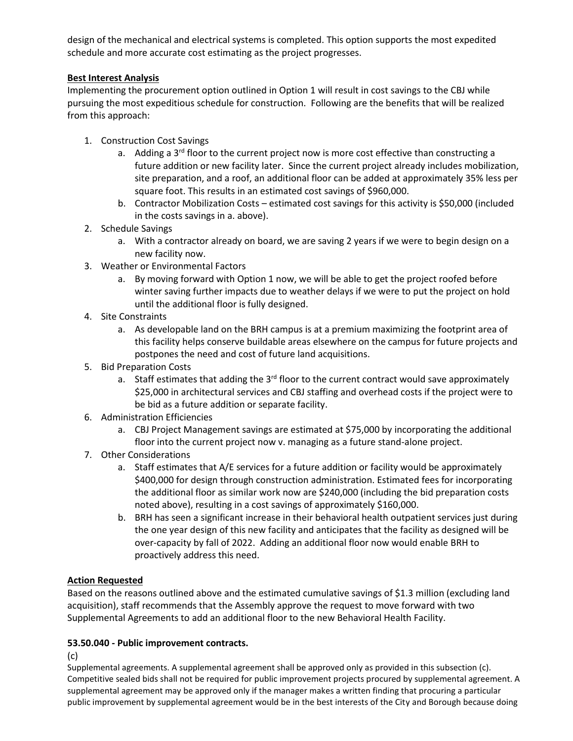design of the mechanical and electrical systems is completed. This option supports the most expedited schedule and more accurate cost estimating as the project progresses.

**Best Interest Analysis**

Implementing the procurement option outlined in Option 1 will result in cost savings to the CBJ while pursuing the most expeditious schedule for construction. Following are the benefits that will be realized from this approach:

1. Construction Cost Savings
   a. Adding a 3rd floor to the current project now is more cost effective than constructing a future addition or new facility later. Since the current project already includes mobilization, site preparation, and a roof, an additional floor can be added at approximately 35% less per square foot. This results in an estimated cost savings of $960,000.
   b. Contractor Mobilization Costs – estimated cost savings for this activity is $50,000 (included in the costs savings in a. above).
2. Schedule Savings
   a. With a contractor already on board, we are saving 2 years if we were to begin design on a new facility now.
3. Weather or Environmental Factors
   a. By moving forward with Option 1 now, we will be able to get the project roofed before winter saving further impacts due to weather delays if we were to put the project on hold until the additional floor is fully designed.
4. Site Constraints
   a. As developable land on the BRH campus is at a premium maximizing the footprint area of this facility helps conserve buildable areas elsewhere on the campus for future projects and postpones the need and cost of future land acquisitions.
5. Bid Preparation Costs
   a. Staff estimates that adding the 3rd floor to the current contract would save approximately $25,000 in architectural services and CBJ staffing and overhead costs if the project were to be bid as a future addition or separate facility.
6. Administration Efficiencies
   a. CBJ Project Management savings are estimated at $75,000 by incorporating the additional floor into the current project now v. managing as a future stand-alone project.
7. Other Considerations
   a. Staff estimates that A/E services for a future addition or facility would be approximately $400,000 for design through construction administration. Estimated fees for incorporating the additional floor as similar work now are $240,000 (including the bid preparation costs noted above), resulting in a cost savings of approximately $160,000.
   b. BRH has seen a significant increase in their behavioral health outpatient services just during the one year design of this new facility and anticipates that the facility as designed will be over-capacity by fall of 2022. Adding an additional floor now would enable BRH to proactively address this need.

**Action Requested**

Based on the reasons outlined above and the estimated cumulative savings of $1.3 million (excluding land acquisition), staff recommends that the Assembly approve the request to move forward with two Supplemental Agreements to add an additional floor to the new Behavioral Health Facility.

**53.50.040 - Public improvement contracts.**

(c)

Supplemental agreements. A supplemental agreement shall be approved only as provided in this subsection (c). Competitive sealed bids shall not be required for public improvement projects procured by supplemental agreement. A supplemental agreement may be approved only if the manager makes a written finding that procuring a particular public improvement by supplemental agreement would be in the best interests of the City and Borough because doing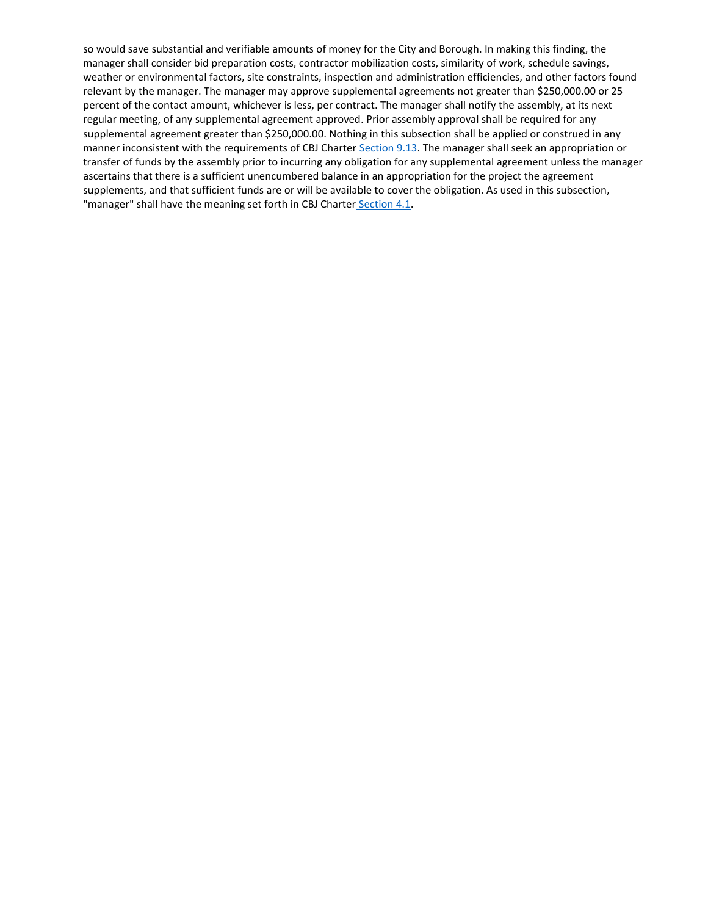so would save substantial and verifiable amounts of money for the City and Borough. In making this finding, the manager shall consider bid preparation costs, contractor mobilization costs, similarity of work, schedule savings, weather or environmental factors, site constraints, inspection and administration efficiencies, and other factors found relevant by the manager. The manager may approve supplemental agreements not greater than $250,000.00 or 25 percent of the contact amount, whichever is less, per contract. The manager shall notify the assembly, at its next regular meeting, of any supplemental agreement approved. Prior assembly approval shall be required for any supplemental agreement greater than $250,000.00. Nothing in this subsection shall be applied or construed in any manner inconsistent with the requirements of CBJ Charter Section 9.13. The manager shall seek an appropriation or transfer of funds by the assembly prior to incurring any obligation for any supplemental agreement unless the manager ascertains that there is a sufficient unencumbered balance in an appropriation for the project the agreement supplements, and that sufficient funds are or will be available to cover the obligation. As used in this subsection, "manager" shall have the meaning set forth in CBJ Charter Section 4.1.